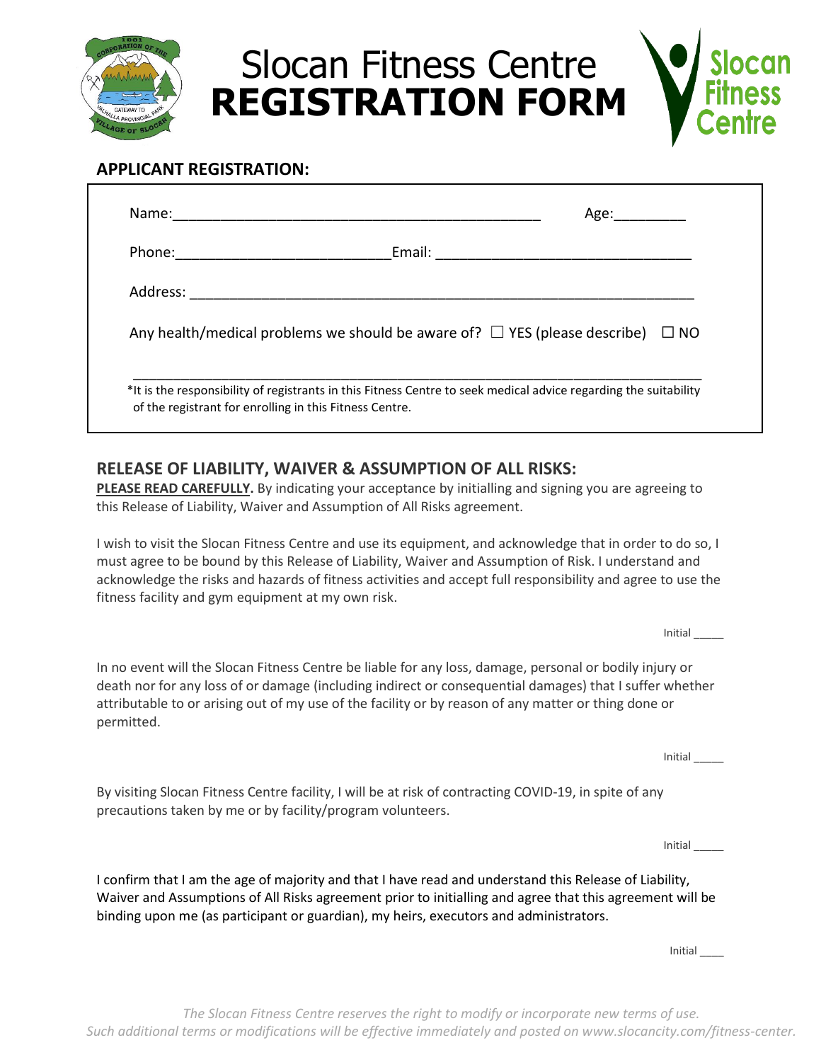# Slocan Fitness Centre
# **REGISTRATION FORM**

## APPLICANT REGISTRATION:

Name:_______________________________________________ Age:_________

Phone:___________________________Email: ________________________________

Address: _______________________________________________________________

Any health/medical problems we should be aware of? ☐ YES (please describe) ☐ NO

___________________________________________________________________________

*It is the responsibility of registrants in this Fitness Centre to seek medical advice regarding the suitability of the registrant for enrolling in this Fitness Centre.

## RELEASE OF LIABILITY, WAIVER & ASSUMPTION OF ALL RISKS:

**PLEASE READ CAREFULLY.** By indicating your acceptance by initialling and signing you are agreeing to this Release of Liability, Waiver and Assumption of All Risks agreement.

I wish to visit the Slocan Fitness Centre and use its equipment, and acknowledge that in order to do so, I must agree to be bound by this Release of Liability, Waiver and Assumption of Risk. I understand and acknowledge the risks and hazards of fitness activities and accept full responsibility and agree to use the fitness facility and gym equipment at my own risk.

Initial _____

In no event will the Slocan Fitness Centre be liable for any loss, damage, personal or bodily injury or death nor for any loss of or damage (including indirect or consequential damages) that I suffer whether attributable to or arising out of my use of the facility or by reason of any matter or thing done or permitted.

Initial _____

By visiting Slocan Fitness Centre facility, I will be at risk of contracting COVID-19, in spite of any precautions taken by me or by facility/program volunteers.

Initial _____

I confirm that I am the age of majority and that I have read and understand this Release of Liability, Waiver and Assumptions of All Risks agreement prior to initialling and agree that this agreement will be binding upon me (as participant or guardian), my heirs, executors and administrators.

Initial ____

*The Slocan Fitness Centre reserves the right to modify or incorporate new terms of use.*
*Such additional terms or modifications will be effective immediately and posted on www.slocancity.com/fitness-center.*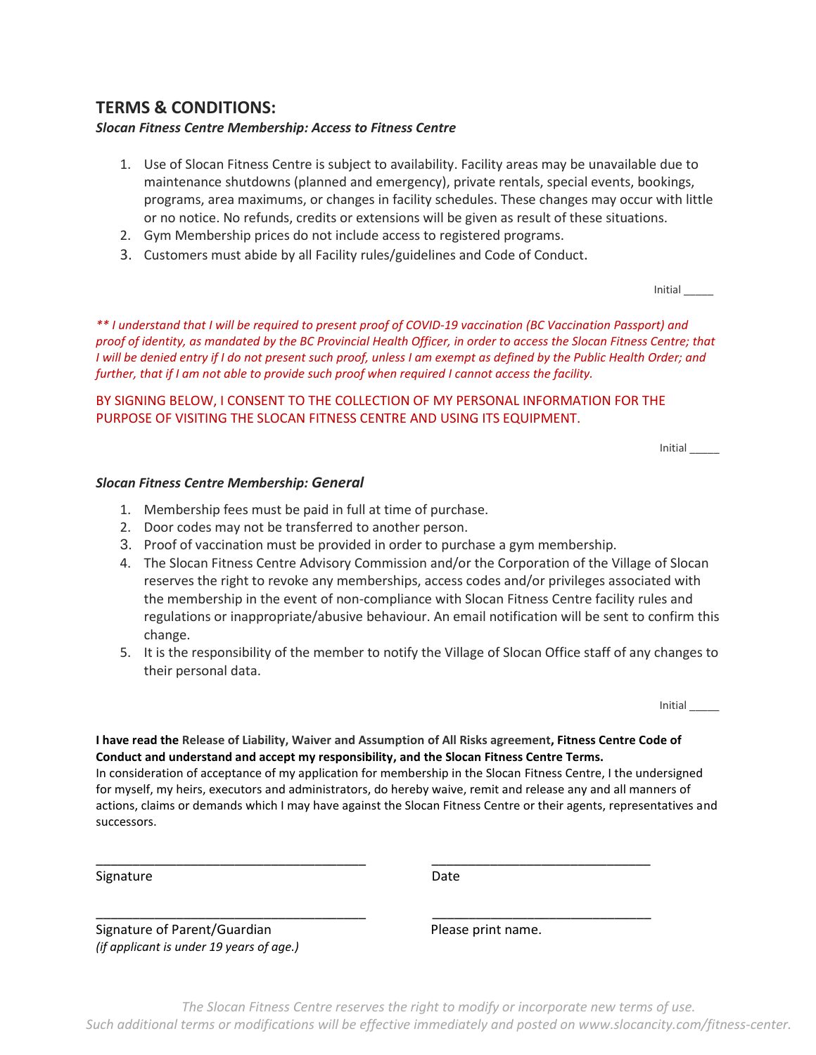## TERMS & CONDITIONS:

***Slocan Fitness Centre Membership: Access to Fitness Centre***

1. Use of Slocan Fitness Centre is subject to availability. Facility areas may be unavailable due to maintenance shutdowns (planned and emergency), private rentals, special events, bookings, programs, area maximums, or changes in facility schedules. These changes may occur with little or no notice. No refunds, credits or extensions will be given as result of these situations.
2. Gym Membership prices do not include access to registered programs.
3. Customers must abide by all Facility rules/guidelines and Code of Conduct.

Initial _____

*** I understand that I will be required to present proof of COVID-19 vaccination (BC Vaccination Passport) and proof of identity, as mandated by the BC Provincial Health Officer, in order to access the Slocan Fitness Centre; that I will be denied entry if I do not present such proof, unless I am exempt as defined by the Public Health Order; and further, that if I am not able to provide such proof when required I cannot access the facility.*

BY SIGNING BELOW, I CONSENT TO THE COLLECTION OF MY PERSONAL INFORMATION FOR THE PURPOSE OF VISITING THE SLOCAN FITNESS CENTRE AND USING ITS EQUIPMENT.

Initial _____

***Slocan Fitness Centre Membership: General***

1. Membership fees must be paid in full at time of purchase.
2. Door codes may not be transferred to another person.
3. Proof of vaccination must be provided in order to purchase a gym membership.
4. The Slocan Fitness Centre Advisory Commission and/or the Corporation of the Village of Slocan reserves the right to revoke any memberships, access codes and/or privileges associated with the membership in the event of non-compliance with Slocan Fitness Centre facility rules and regulations or inappropriate/abusive behaviour. An email notification will be sent to confirm this change.
5. It is the responsibility of the member to notify the Village of Slocan Office staff of any changes to their personal data.

Initial _____

**I have read the Release of Liability, Waiver and Assumption of All Risks agreement, Fitness Centre Code of Conduct and understand and accept my responsibility, and the Slocan Fitness Centre Terms.**
In consideration of acceptance of my application for membership in the Slocan Fitness Centre, I the undersigned for myself, my heirs, executors and administrators, do hereby waive, remit and release any and all manners of actions, claims or demands which I may have against the Slocan Fitness Centre or their agents, representatives and successors.

______________________________________ ______________________________
Signature Date

______________________________________ ______________________________
Signature of Parent/Guardian Please print name.
*(if applicant is under 19 years of age.)*

*The Slocan Fitness Centre reserves the right to modify or incorporate new terms of use.*
*Such additional terms or modifications will be effective immediately and posted on www.slocancity.com/fitness-center.*